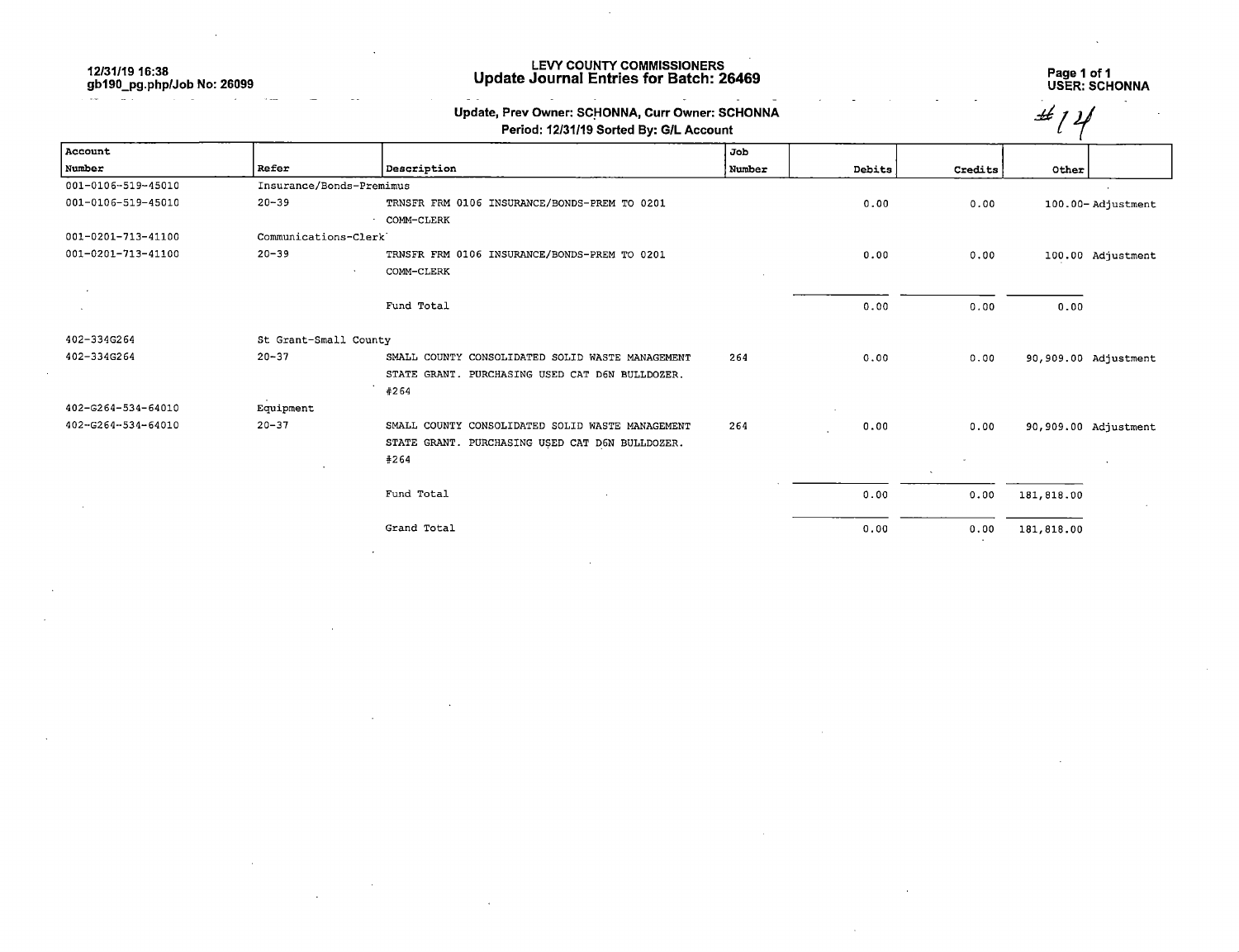12/31/19 16:38
gb190_pg.php/Job No: 26099

# LEVY COUNTY COMMISSIONERS
## Update Journal Entries for Batch: 26469

USER: SCHONNA

**Update, Prev Owner: SCHONNA, Curr Owner: SCHONNA**
**Period: 12/31/19 Sorted By: G/L Account**

#14

| Account Number | Refer | Description | Job Number | Debits | Credits | Other | |
|---|---|---|---|---|---|---|---|
| 001-0106-519-45010 | Insurance/Bonds-Premimus | | | | | | |
| 001-0106-519-45010 | 20-39 | TRNSFR FRM 0106 INSURANCE/BONDS-PREM TO 0201 COMM-CLERK | | 0.00 | 0.00 | 100.00- | Adjustment |
| 001-0201-713-41100 | Communications-Clerk | | | | | | |
| 001-0201-713-41100 | 20-39 | TRNSFR FRM 0106 INSURANCE/BONDS-PREM TO 0201 COMM-CLERK | | 0.00 | 0.00 | 100.00 | Adjustment |
| | | Fund Total | | 0.00 | 0.00 | 0.00 | |
| 402-334G264 | St Grant-Small County | | | | | | |
| 402-334G264 | 20-37 | SMALL COUNTY CONSOLIDATED SOLID WASTE MANAGEMENT STATE GRANT. PURCHASING USED CAT D6N BULLDOZER. #264 | 264 | 0.00 | 0.00 | 90,909.00 | Adjustment |
| 402-G264-534-64010 | Equipment | | | | | | |
| 402-G264-534-64010 | 20-37 | SMALL COUNTY CONSOLIDATED SOLID WASTE MANAGEMENT STATE GRANT. PURCHASING USED CAT D6N BULLDOZER. #264 | 264 | 0.00 | 0.00 | 90,909.00 | Adjustment |
| | | Fund Total | | 0.00 | 0.00 | 181,818.00 | |
| | | Grand Total | | 0.00 | 0.00 | 181,818.00 | |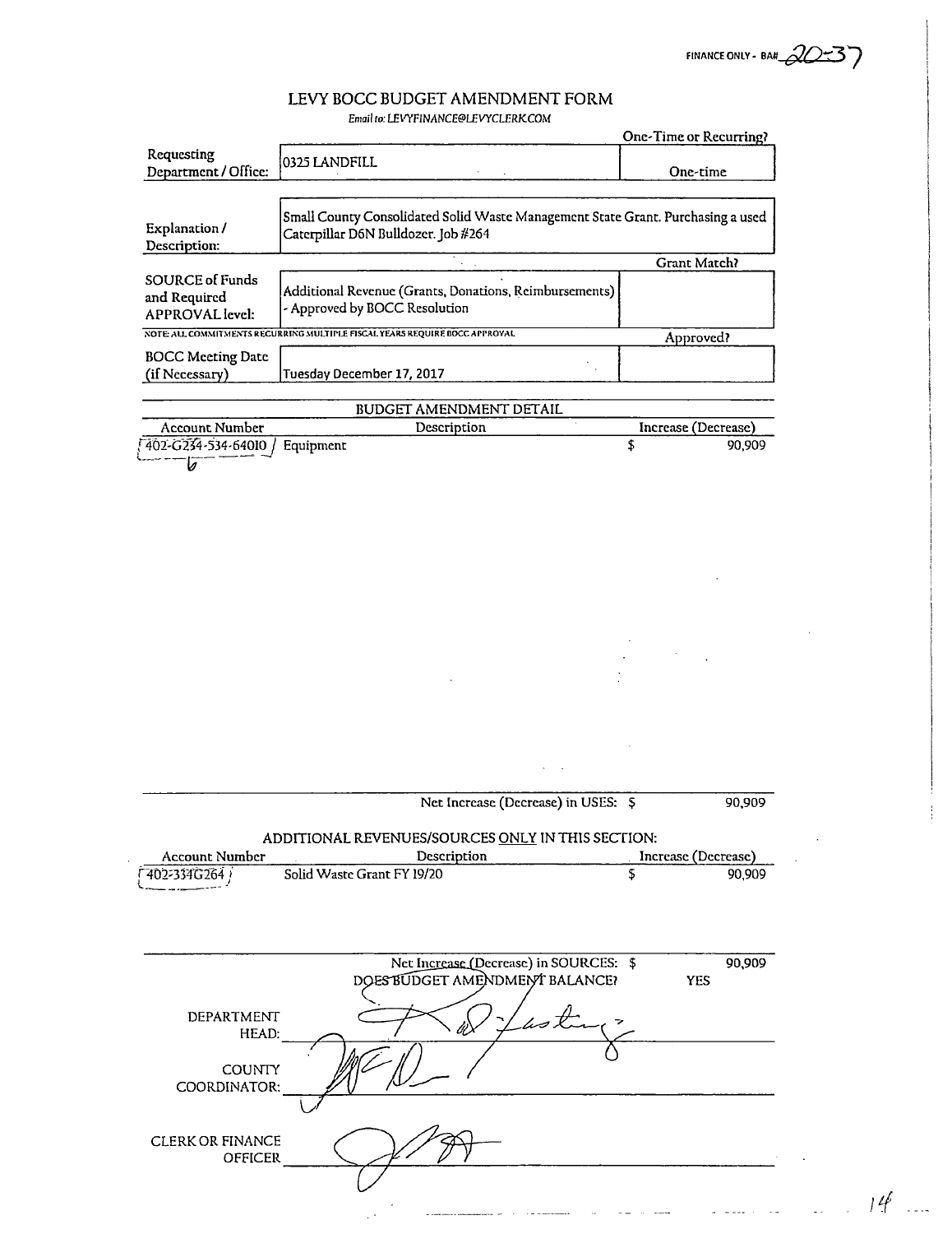FINANCE ONLY - BA# 20-37

# LEVY BOCC BUDGET AMENDMENT FORM

*Email to: LEVYFINANCE@LEVYCLERK.COM*

| | | One-Time or Recurring? |
|---|---|---|
| Requesting Department / Office: | 0325 LANDFILL | One-time |
| Explanation / Description: | Small County Consolidated Solid Waste Management State Grant. Purchasing a used Caterpillar D6N Bulldozer. Job #264 | |
| | | Grant Match? |
| SOURCE of Funds and Required APPROVAL level: | Additional Revenue (Grants, Donations, Reimbursements) - Approved by BOCC Resolution | |
| | NOTE: ALL COMMITMENTS RECURRING MULTIPLE FISCAL YEARS REQUIRE BOCC APPROVAL | Approved? |
| BOCC Meeting Date (if Necessary) | Tuesday December 17, 2017 | |

## BUDGET AMENDMENT DETAIL

| Account Number | Description | Increase (Decrease) |
|---|---|---|
| 402-G264-534-64010 | Equipment | $ 90,909 |

Net Increase (Decrease) in USES: $ 90,909

## ADDITIONAL REVENUES/SOURCES ONLY IN THIS SECTION:

| Account Number | Description | Increase (Decrease) |
|---|---|---|
| 402-334G264 | Solid Waste Grant FY 19/20 | $ 90,909 |

Net Increase (Decrease) in SOURCES: $ 90,909

DOES BUDGET AMENDMENT BALANCE? YES

DEPARTMENT HEAD: [signature]

COUNTY COORDINATOR: [signature]

CLERK OR FINANCE OFFICER: [signature]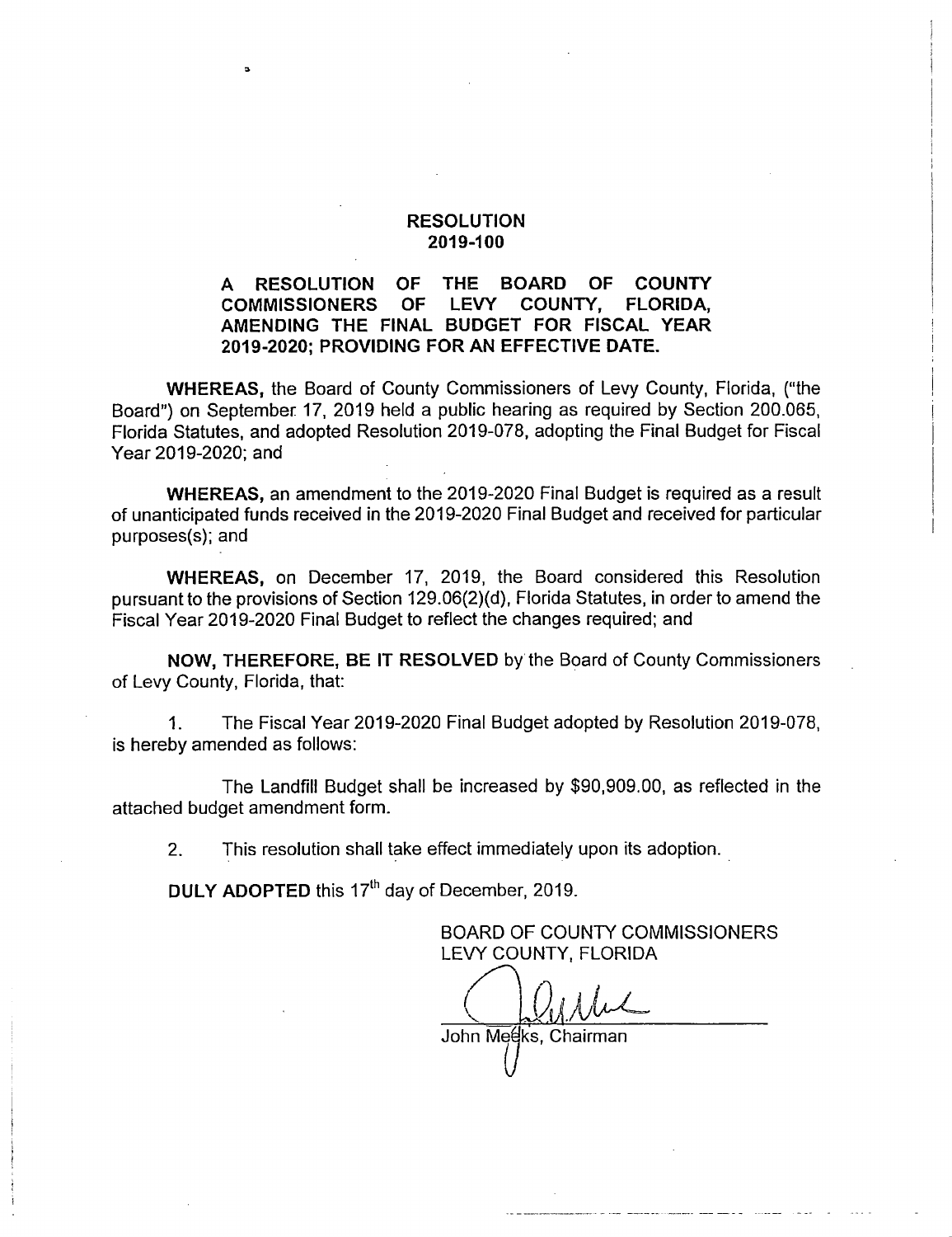# RESOLUTION
# 2019-100

**A RESOLUTION OF THE BOARD OF COUNTY COMMISSIONERS OF LEVY COUNTY, FLORIDA, AMENDING THE FINAL BUDGET FOR FISCAL YEAR 2019-2020; PROVIDING FOR AN EFFECTIVE DATE.**

**WHEREAS,** the Board of County Commissioners of Levy County, Florida, ("the Board") on September 17, 2019 held a public hearing as required by Section 200.065, Florida Statutes, and adopted Resolution 2019-078, adopting the Final Budget for Fiscal Year 2019-2020; and

**WHEREAS,** an amendment to the 2019-2020 Final Budget is required as a result of unanticipated funds received in the 2019-2020 Final Budget and received for particular purposes(s); and

**WHEREAS,** on December 17, 2019, the Board considered this Resolution pursuant to the provisions of Section 129.06(2)(d), Florida Statutes, in order to amend the Fiscal Year 2019-2020 Final Budget to reflect the changes required; and

**NOW, THEREFORE, BE IT RESOLVED** by the Board of County Commissioners of Levy County, Florida, that:

1. The Fiscal Year 2019-2020 Final Budget adopted by Resolution 2019-078, is hereby amended as follows:

   The Landfill Budget shall be increased by $90,909.00, as reflected in the attached budget amendment form.

2. This resolution shall take effect immediately upon its adoption.

**DULY ADOPTED** this 17th day of December, 2019.

BOARD OF COUNTY COMMISSIONERS
LEVY COUNTY, FLORIDA

John Meeks, Chairman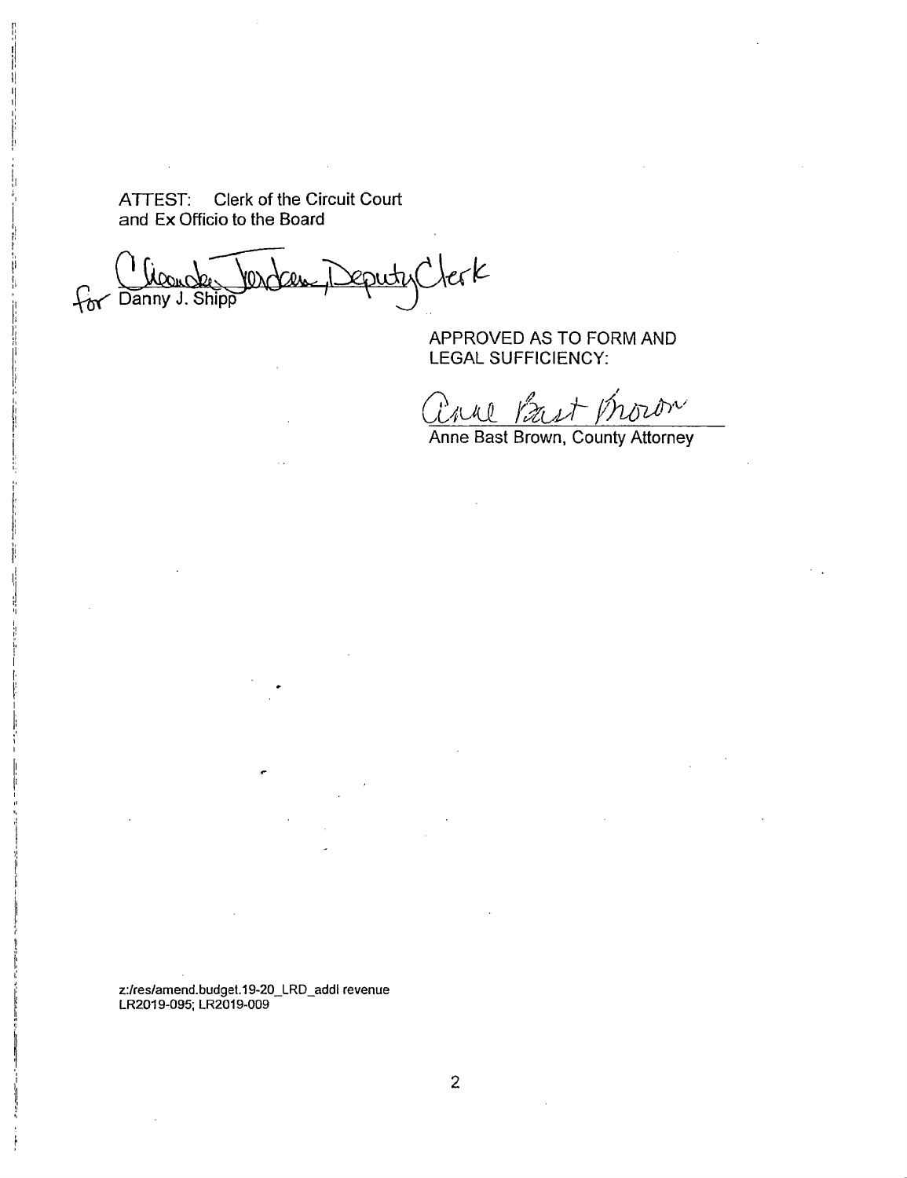ATTEST: Clerk of the Circuit Court
and Ex Officio to the Board

for Danny J. Shipp — Cleondra Jordan, Deputy Clerk

APPROVED AS TO FORM AND
LEGAL SUFFICIENCY:

Anne Bast Brown

Anne Bast Brown, County Attorney

z:/res/amend.budget.19-20_LRD_addl revenue
LR2019-095; LR2019-009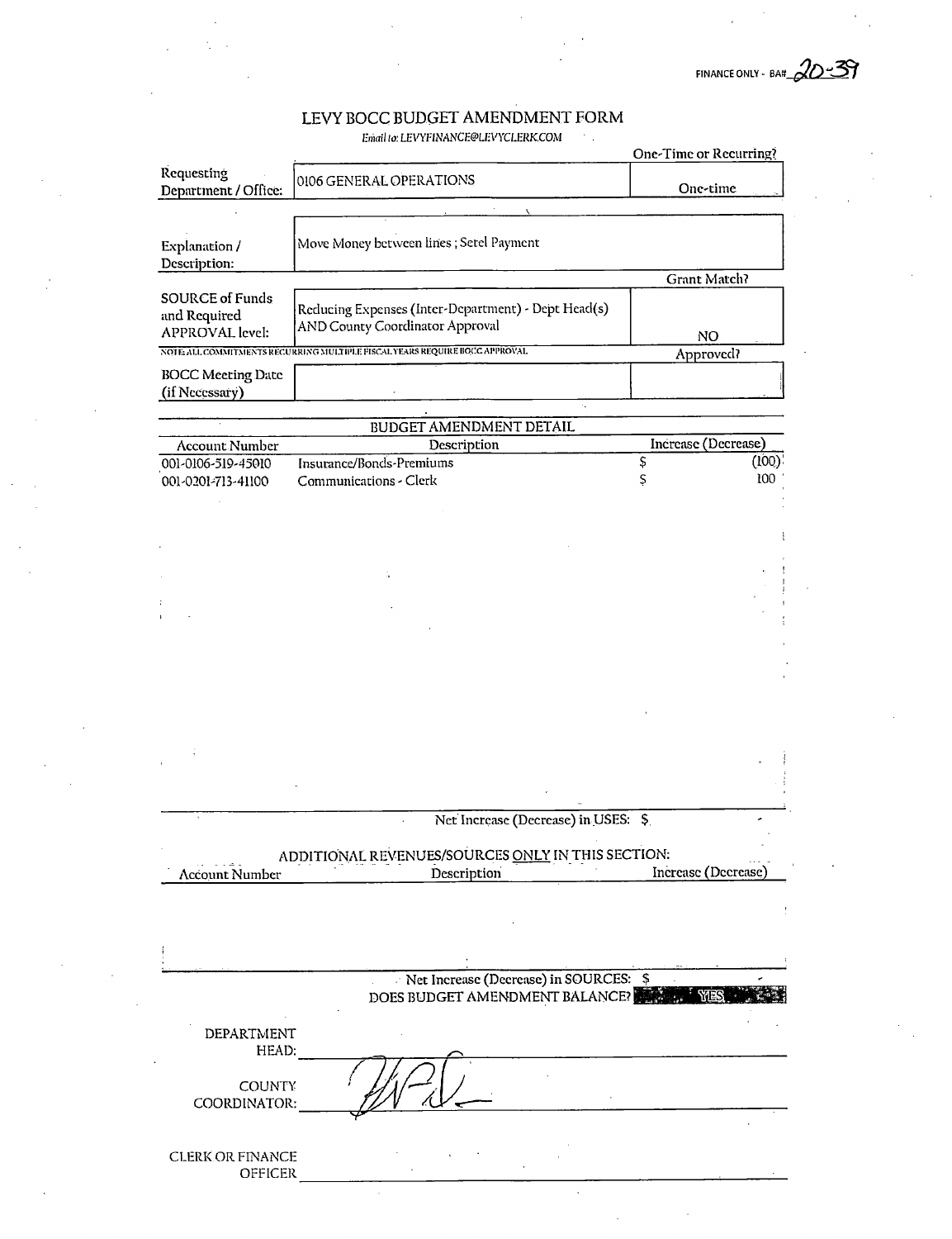FINANCE ONLY - BA# 20-39

# LEVY BOCC BUDGET AMENDMENT FORM

*Email to: LEVYFINANCE@LEVYCLERK.COM*

| | | One-Time or Recurring? |
|---|---|---|
| Requesting Department / Office: | 0106 GENERAL OPERATIONS | One-time |
| Explanation / Description: | Move Money between lines ; Setel Payment | |
| | | Grant Match? |
| SOURCE of Funds and Required APPROVAL level: | Reducing Expenses (Inter-Department) - Dept Head(s) AND County Coordinator Approval | NO |
| | NOTE: ALL COMMITMENTS RECURRING MULTIPLE FISCAL YEARS REQUIRE BOCC APPROVAL | Approved? |
| BOCC Meeting Date (if Necessary) | | |

## BUDGET AMENDMENT DETAIL

| Account Number | Description | Increase (Decrease) |
|---|---|---|
| 001-0106-519-45010 | Insurance/Bonds-Premiums | $ (100) |
| 001-0201-713-41100 | Communications - Clerk | $ 100 |

Net Increase (Decrease) in USES: $ -

## ADDITIONAL REVENUES/SOURCES ONLY IN THIS SECTION:

| Account Number | Description | Increase (Decrease) |
|---|---|---|
| | | |

Net Increase (Decrease) in SOURCES: $ -

DOES BUDGET AMENDMENT BALANCE? YES

DEPARTMENT HEAD: ______________________

COUNTY COORDINATOR: [signature]

CLERK OR FINANCE OFFICER ______________________